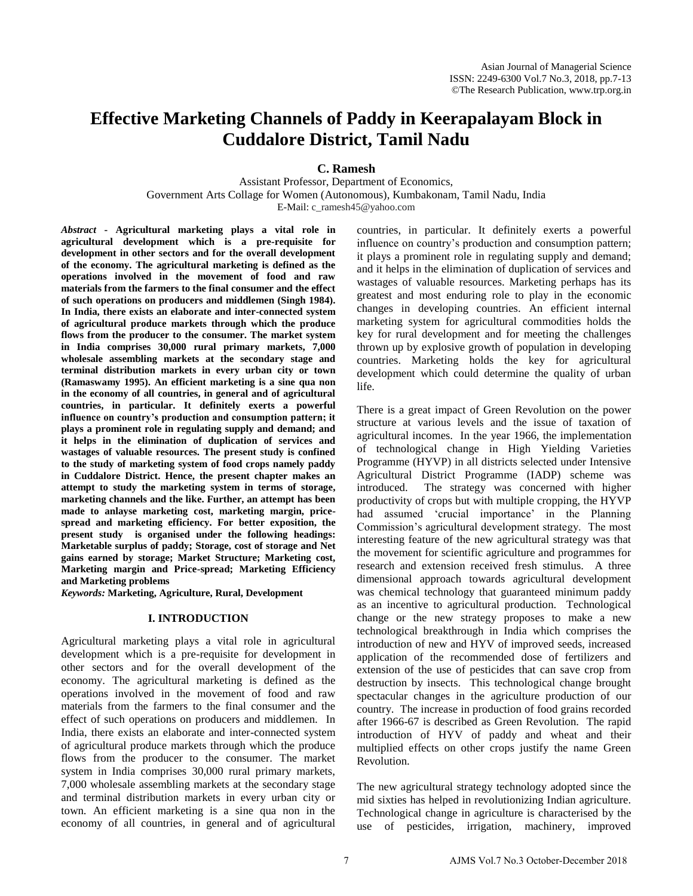# Effective Marketing Channels of Paddy in Keerapalayam Block in Cuddalore District, Tamil Nadu

**C. Ramesh**

Assistant Professor, Department of Economics,
Government Arts Collage for Women (Autonomous), Kumbakonam, Tamil Nadu, India
E-Mail: c_ramesh45@yahoo.com

***Abstract*** **- Agricultural marketing plays a vital role in agricultural development which is a pre-requisite for development in other sectors and for the overall development of the economy. The agricultural marketing is defined as the operations involved in the movement of food and raw materials from the farmers to the final consumer and the effect of such operations on producers and middlemen (Singh 1984). In India, there exists an elaborate and inter-connected system of agricultural produce markets through which the produce flows from the producer to the consumer. The market system in India comprises 30,000 rural primary markets, 7,000 wholesale assembling markets at the secondary stage and terminal distribution markets in every urban city or town (Ramaswamy 1995). An efficient marketing is a sine qua non in the economy of all countries, in general and of agricultural countries, in particular. It definitely exerts a powerful influence on country's production and consumption pattern; it plays a prominent role in regulating supply and demand; and it helps in the elimination of duplication of services and wastages of valuable resources. The present study is confined to the study of marketing system of food crops namely paddy in Cuddalore District. Hence, the present chapter makes an attempt to study the marketing system in terms of storage, marketing channels and the like. Further, an attempt has been made to anlayse marketing cost, marketing margin, price-spread and marketing efficiency. For better exposition, the present study is organised under the following headings: Marketable surplus of paddy; Storage, cost of storage and Net gains earned by storage; Market Structure; Marketing cost, Marketing margin and Price-spread; Marketing Efficiency and Marketing problems**

***Keywords:*** **Marketing, Agriculture, Rural, Development**

## I. INTRODUCTION

Agricultural marketing plays a vital role in agricultural development which is a pre-requisite for development in other sectors and for the overall development of the economy. The agricultural marketing is defined as the operations involved in the movement of food and raw materials from the farmers to the final consumer and the effect of such operations on producers and middlemen. In India, there exists an elaborate and inter-connected system of agricultural produce markets through which the produce flows from the producer to the consumer. The market system in India comprises 30,000 rural primary markets, 7,000 wholesale assembling markets at the secondary stage and terminal distribution markets in every urban city or town. An efficient marketing is a sine qua non in the economy of all countries, in general and of agricultural countries, in particular. It definitely exerts a powerful influence on country's production and consumption pattern; it plays a prominent role in regulating supply and demand; and it helps in the elimination of duplication of services and wastages of valuable resources. Marketing perhaps has its greatest and most enduring role to play in the economic changes in developing countries. An efficient internal marketing system for agricultural commodities holds the key for rural development and for meeting the challenges thrown up by explosive growth of population in developing countries. Marketing holds the key for agricultural development which could determine the quality of urban life.

There is a great impact of Green Revolution on the power structure at various levels and the issue of taxation of agricultural incomes. In the year 1966, the implementation of technological change in High Yielding Varieties Programme (HYVP) in all districts selected under Intensive Agricultural District Programme (IADP) scheme was introduced. The strategy was concerned with higher productivity of crops but with multiple cropping, the HYVP had assumed 'crucial importance' in the Planning Commission's agricultural development strategy. The most interesting feature of the new agricultural strategy was that the movement for scientific agriculture and programmes for research and extension received fresh stimulus. A three dimensional approach towards agricultural development was chemical technology that guaranteed minimum paddy as an incentive to agricultural production. Technological change or the new strategy proposes to make a new technological breakthrough in India which comprises the introduction of new and HYV of improved seeds, increased application of the recommended dose of fertilizers and extension of the use of pesticides that can save crop from destruction by insects. This technological change brought spectacular changes in the agriculture production of our country. The increase in production of food grains recorded after 1966-67 is described as Green Revolution. The rapid introduction of HYV of paddy and wheat and their multiplied effects on other crops justify the name Green Revolution.

The new agricultural strategy technology adopted since the mid sixties has helped in revolutionizing Indian agriculture. Technological change in agriculture is characterised by the use of pesticides, irrigation, machinery, improved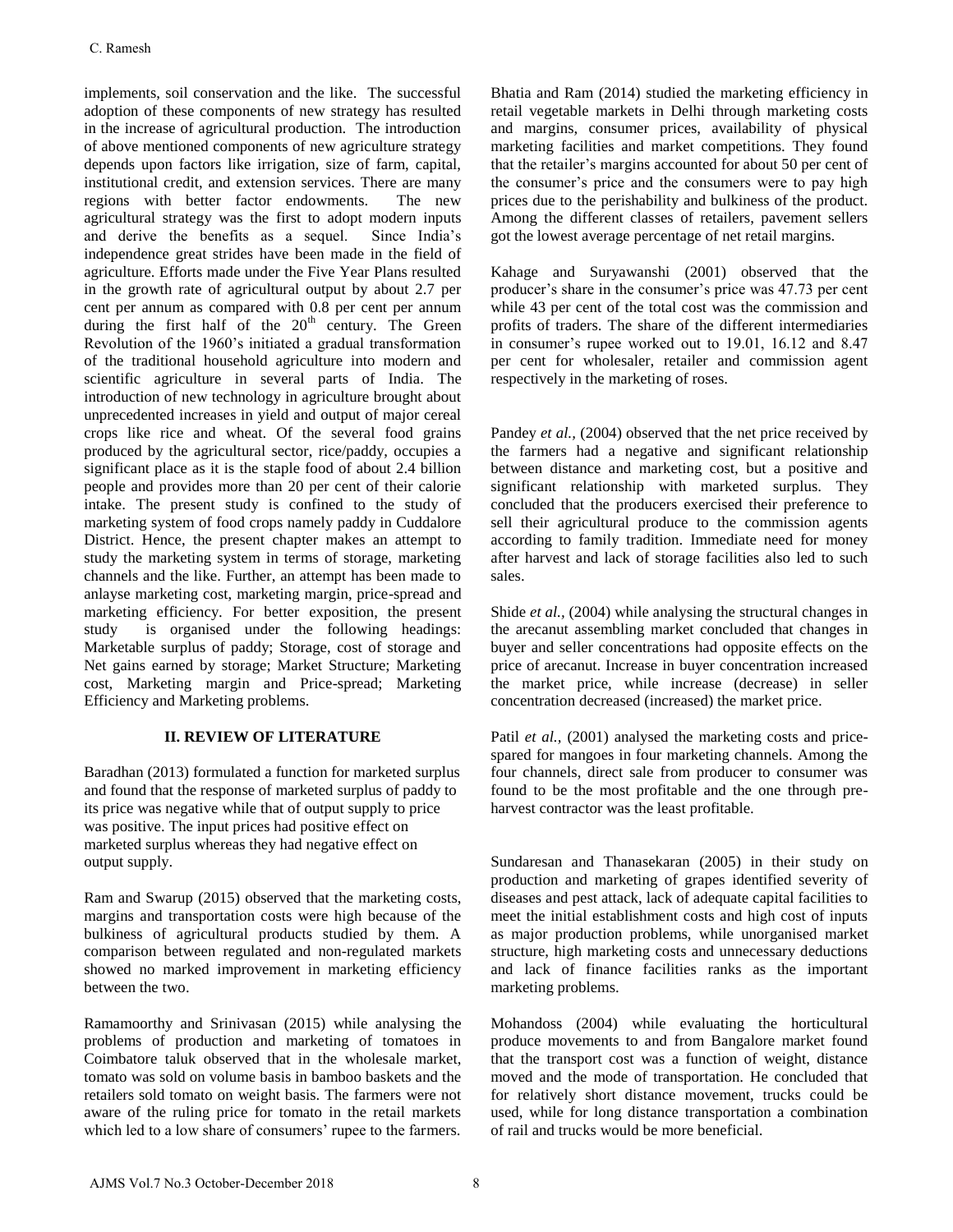implements, soil conservation and the like. The successful adoption of these components of new strategy has resulted in the increase of agricultural production. The introduction of above mentioned components of new agriculture strategy depends upon factors like irrigation, size of farm, capital, institutional credit, and extension services. There are many regions with better factor endowments. The new agricultural strategy was the first to adopt modern inputs and derive the benefits as a sequel. Since India's independence great strides have been made in the field of agriculture. Efforts made under the Five Year Plans resulted in the growth rate of agricultural output by about 2.7 per cent per annum as compared with 0.8 per cent per annum during the first half of the 20th century. The Green Revolution of the 1960's initiated a gradual transformation of the traditional household agriculture into modern and scientific agriculture in several parts of India. The introduction of new technology in agriculture brought about unprecedented increases in yield and output of major cereal crops like rice and wheat. Of the several food grains produced by the agricultural sector, rice/paddy, occupies a significant place as it is the staple food of about 2.4 billion people and provides more than 20 per cent of their calorie intake. The present study is confined to the study of marketing system of food crops namely paddy in Cuddalore District. Hence, the present chapter makes an attempt to study the marketing system in terms of storage, marketing channels and the like. Further, an attempt has been made to anlayse marketing cost, marketing margin, price-spread and marketing efficiency. For better exposition, the present study is organised under the following headings: Marketable surplus of paddy; Storage, cost of storage and Net gains earned by storage; Market Structure; Marketing cost, Marketing margin and Price-spread; Marketing Efficiency and Marketing problems.

## II. REVIEW OF LITERATURE

Baradhan (2013) formulated a function for marketed surplus and found that the response of marketed surplus of paddy to its price was negative while that of output supply to price was positive. The input prices had positive effect on marketed surplus whereas they had negative effect on output supply.

Ram and Swarup (2015) observed that the marketing costs, margins and transportation costs were high because of the bulkiness of agricultural products studied by them. A comparison between regulated and non-regulated markets showed no marked improvement in marketing efficiency between the two.

Ramamoorthy and Srinivasan (2015) while analysing the problems of production and marketing of tomatoes in Coimbatore taluk observed that in the wholesale market, tomato was sold on volume basis in bamboo baskets and the retailers sold tomato on weight basis. The farmers were not aware of the ruling price for tomato in the retail markets which led to a low share of consumers' rupee to the farmers.

Bhatia and Ram (2014) studied the marketing efficiency in retail vegetable markets in Delhi through marketing costs and margins, consumer prices, availability of physical marketing facilities and market competitions. They found that the retailer's margins accounted for about 50 per cent of the consumer's price and the consumers were to pay high prices due to the perishability and bulkiness of the product. Among the different classes of retailers, pavement sellers got the lowest average percentage of net retail margins.

Kahage and Suryawanshi (2001) observed that the producer's share in the consumer's price was 47.73 per cent while 43 per cent of the total cost was the commission and profits of traders. The share of the different intermediaries in consumer's rupee worked out to 19.01, 16.12 and 8.47 per cent for wholesaler, retailer and commission agent respectively in the marketing of roses.

Pandey *et al.,* (2004) observed that the net price received by the farmers had a negative and significant relationship between distance and marketing cost, but a positive and significant relationship with marketed surplus. They concluded that the producers exercised their preference to sell their agricultural produce to the commission agents according to family tradition. Immediate need for money after harvest and lack of storage facilities also led to such sales.

Shide *et al.,* (2004) while analysing the structural changes in the arecanut assembling market concluded that changes in buyer and seller concentrations had opposite effects on the price of arecanut. Increase in buyer concentration increased the market price, while increase (decrease) in seller concentration decreased (increased) the market price.

Patil *et al.,* (2001) analysed the marketing costs and price-spared for mangoes in four marketing channels. Among the four channels, direct sale from producer to consumer was found to be the most profitable and the one through pre-harvest contractor was the least profitable.

Sundaresan and Thanasekaran (2005) in their study on production and marketing of grapes identified severity of diseases and pest attack, lack of adequate capital facilities to meet the initial establishment costs and high cost of inputs as major production problems, while unorganised market structure, high marketing costs and unnecessary deductions and lack of finance facilities ranks as the important marketing problems.

Mohandoss (2004) while evaluating the horticultural produce movements to and from Bangalore market found that the transport cost was a function of weight, distance moved and the mode of transportation. He concluded that for relatively short distance movement, trucks could be used, while for long distance transportation a combination of rail and trucks would be more beneficial.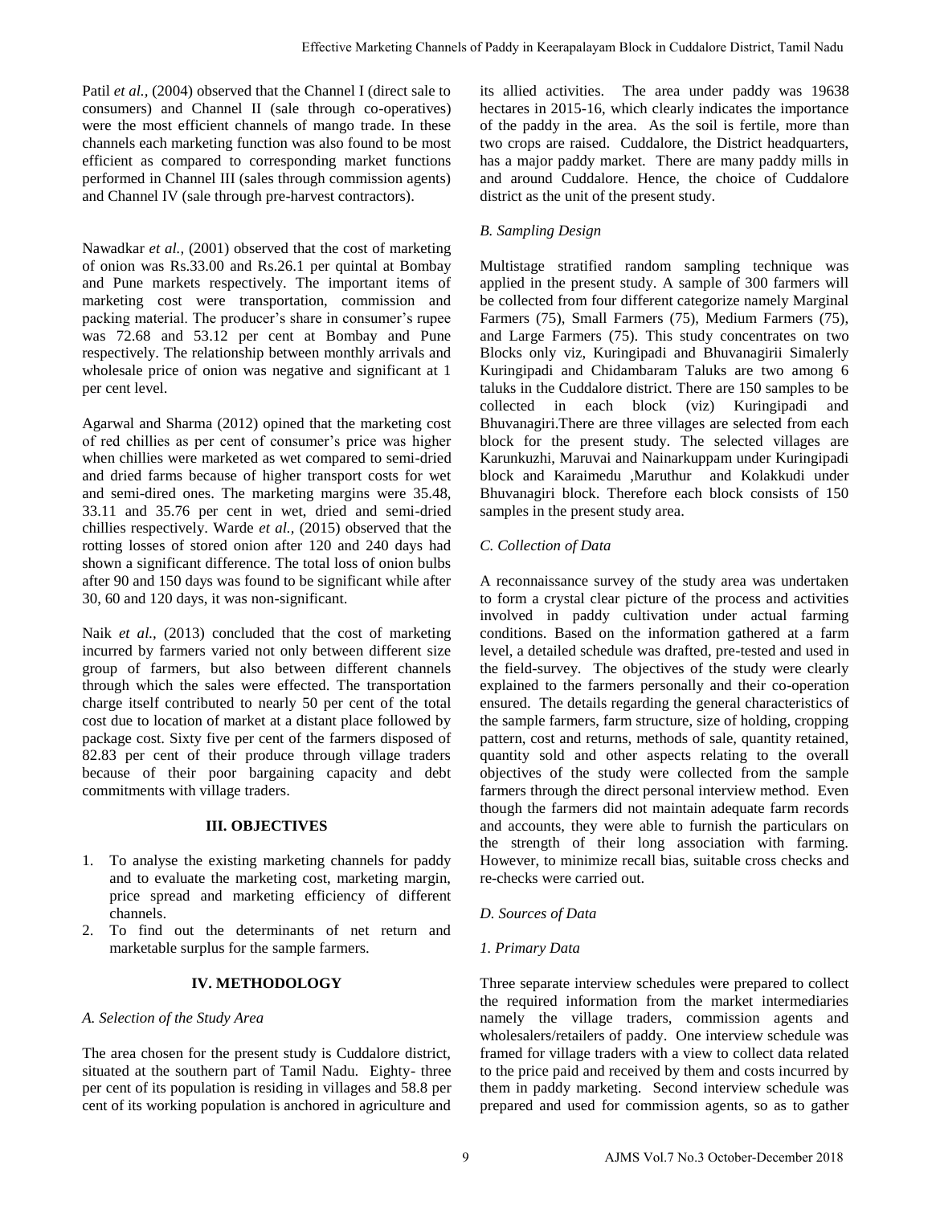Patil *et al.,* (2004) observed that the Channel I (direct sale to consumers) and Channel II (sale through co-operatives) were the most efficient channels of mango trade. In these channels each marketing function was also found to be most efficient as compared to corresponding market functions performed in Channel III (sales through commission agents) and Channel IV (sale through pre-harvest contractors).

Nawadkar *et al.,* (2001) observed that the cost of marketing of onion was Rs.33.00 and Rs.26.1 per quintal at Bombay and Pune markets respectively. The important items of marketing cost were transportation, commission and packing material. The producer's share in consumer's rupee was 72.68 and 53.12 per cent at Bombay and Pune respectively. The relationship between monthly arrivals and wholesale price of onion was negative and significant at 1 per cent level.

Agarwal and Sharma (2012) opined that the marketing cost of red chillies as per cent of consumer's price was higher when chillies were marketed as wet compared to semi-dried and dried farms because of higher transport costs for wet and semi-dired ones. The marketing margins were 35.48, 33.11 and 35.76 per cent in wet, dried and semi-dried chillies respectively. Warde *et al.,* (2015) observed that the rotting losses of stored onion after 120 and 240 days had shown a significant difference. The total loss of onion bulbs after 90 and 150 days was found to be significant while after 30, 60 and 120 days, it was non-significant.

Naik *et al.,* (2013) concluded that the cost of marketing incurred by farmers varied not only between different size group of farmers, but also between different channels through which the sales were effected. The transportation charge itself contributed to nearly 50 per cent of the total cost due to location of market at a distant place followed by package cost. Sixty five per cent of the farmers disposed of 82.83 per cent of their produce through village traders because of their poor bargaining capacity and debt commitments with village traders.

## III. OBJECTIVES

1. To analyse the existing marketing channels for paddy and to evaluate the marketing cost, marketing margin, price spread and marketing efficiency of different channels.
2. To find out the determinants of net return and marketable surplus for the sample farmers.

## IV. METHODOLOGY

### *A. Selection of the Study Area*

The area chosen for the present study is Cuddalore district, situated at the southern part of Tamil Nadu. Eighty- three per cent of its population is residing in villages and 58.8 per cent of its working population is anchored in agriculture and its allied activities. The area under paddy was 19638 hectares in 2015-16, which clearly indicates the importance of the paddy in the area. As the soil is fertile, more than two crops are raised. Cuddalore, the District headquarters, has a major paddy market. There are many paddy mills in and around Cuddalore. Hence, the choice of Cuddalore district as the unit of the present study.

### *B. Sampling Design*

Multistage stratified random sampling technique was applied in the present study. A sample of 300 farmers will be collected from four different categorize namely Marginal Farmers (75), Small Farmers (75), Medium Farmers (75), and Large Farmers (75). This study concentrates on two Blocks only viz, Kuringipadi and Bhuvanagirii Simalerly Kuringipadi and Chidambaram Taluks are two among 6 taluks in the Cuddalore district. There are 150 samples to be collected in each block (viz) Kuringipadi and Bhuvanagiri.There are three villages are selected from each block for the present study. The selected villages are Karunkuzhi, Maruvai and Nainarkuppam under Kuringipadi block and Karaimedu ,Maruthur and Kolakkudi under Bhuvanagiri block. Therefore each block consists of 150 samples in the present study area.

### *C. Collection of Data*

A reconnaissance survey of the study area was undertaken to form a crystal clear picture of the process and activities involved in paddy cultivation under actual farming conditions. Based on the information gathered at a farm level, a detailed schedule was drafted, pre-tested and used in the field-survey. The objectives of the study were clearly explained to the farmers personally and their co-operation ensured. The details regarding the general characteristics of the sample farmers, farm structure, size of holding, cropping pattern, cost and returns, methods of sale, quantity retained, quantity sold and other aspects relating to the overall objectives of the study were collected from the sample farmers through the direct personal interview method. Even though the farmers did not maintain adequate farm records and accounts, they were able to furnish the particulars on the strength of their long association with farming. However, to minimize recall bias, suitable cross checks and re-checks were carried out.

### *D. Sources of Data*

#### *1. Primary Data*

Three separate interview schedules were prepared to collect the required information from the market intermediaries namely the village traders, commission agents and wholesalers/retailers of paddy. One interview schedule was framed for village traders with a view to collect data related to the price paid and received by them and costs incurred by them in paddy marketing. Second interview schedule was prepared and used for commission agents, so as to gather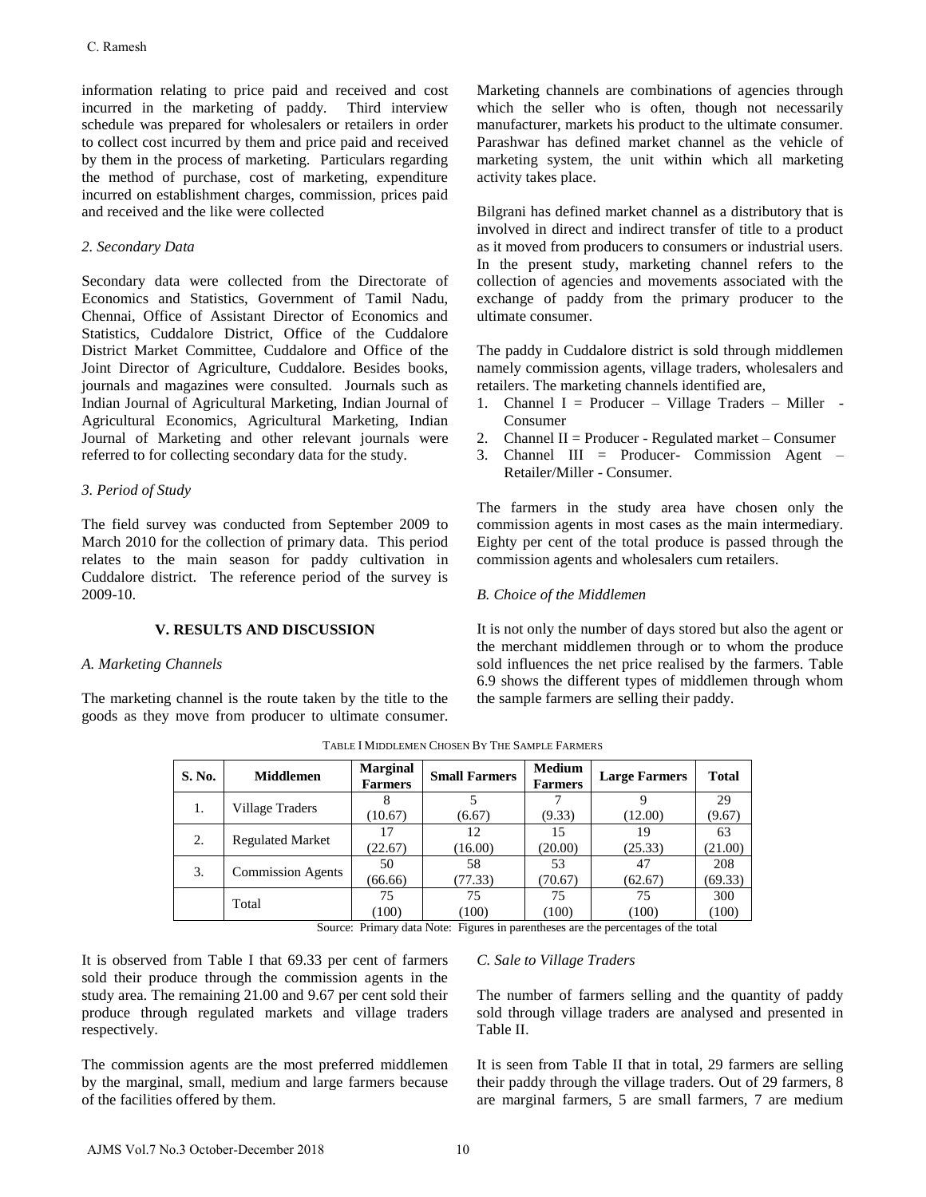information relating to price paid and received and cost incurred in the marketing of paddy. Third interview schedule was prepared for wholesalers or retailers in order to collect cost incurred by them and price paid and received by them in the process of marketing. Particulars regarding the method of purchase, cost of marketing, expenditure incurred on establishment charges, commission, prices paid and received and the like were collected

### 2. Secondary Data

Secondary data were collected from the Directorate of Economics and Statistics, Government of Tamil Nadu, Chennai, Office of Assistant Director of Economics and Statistics, Cuddalore District, Office of the Cuddalore District Market Committee, Cuddalore and Office of the Joint Director of Agriculture, Cuddalore. Besides books, journals and magazines were consulted. Journals such as Indian Journal of Agricultural Marketing, Indian Journal of Agricultural Economics, Agricultural Marketing, Indian Journal of Marketing and other relevant journals were referred to for collecting secondary data for the study.

### 3. Period of Study

The field survey was conducted from September 2009 to March 2010 for the collection of primary data. This period relates to the main season for paddy cultivation in Cuddalore district. The reference period of the survey is 2009-10.

## V. RESULTS AND DISCUSSION

### A. Marketing Channels

The marketing channel is the route taken by the title to the goods as they move from producer to ultimate consumer. Marketing channels are combinations of agencies through which the seller who is often, though not necessarily manufacturer, markets his product to the ultimate consumer. Parashwar has defined market channel as the vehicle of marketing system, the unit within which all marketing activity takes place.

Bilgrani has defined market channel as a distributory that is involved in direct and indirect transfer of title to a product as it moved from producers to consumers or industrial users. In the present study, marketing channel refers to the collection of agencies and movements associated with the exchange of paddy from the primary producer to the ultimate consumer.

The paddy in Cuddalore district is sold through middlemen namely commission agents, village traders, wholesalers and retailers. The marketing channels identified are,

1. Channel I = Producer – Village Traders – Miller - Consumer
2. Channel II = Producer - Regulated market – Consumer
3. Channel III = Producer- Commission Agent – Retailer/Miller - Consumer.

The farmers in the study area have chosen only the commission agents in most cases as the main intermediary. Eighty per cent of the total produce is passed through the commission agents and wholesalers cum retailers.

### B. Choice of the Middlemen

It is not only the number of days stored but also the agent or the merchant middlemen through or to whom the produce sold influences the net price realised by the farmers. Table 6.9 shows the different types of middlemen through whom the sample farmers are selling their paddy.

TABLE I MIDDLEMEN CHOSEN BY THE SAMPLE FARMERS

| S. No. | Middlemen | Marginal Farmers | Small Farmers | Medium Farmers | Large Farmers | Total |
|---|---|---|---|---|---|---|
| 1. | Village Traders | 8 (10.67) | 5 (6.67) | 7 (9.33) | 9 (12.00) | 29 (9.67) |
| 2. | Regulated Market | 17 (22.67) | 12 (16.00) | 15 (20.00) | 19 (25.33) | 63 (21.00) |
| 3. | Commission Agents | 50 (66.66) | 58 (77.33) | 53 (70.67) | 47 (62.67) | 208 (69.33) |
| | Total | 75 (100) | 75 (100) | 75 (100) | 75 (100) | 300 (100) |

Source: Primary data Note: Figures in parentheses are the percentages of the total

It is observed from Table I that 69.33 per cent of farmers sold their produce through the commission agents in the study area. The remaining 21.00 and 9.67 per cent sold their produce through regulated markets and village traders respectively.

The commission agents are the most preferred middlemen by the marginal, small, medium and large farmers because of the facilities offered by them.

### C. Sale to Village Traders

The number of farmers selling and the quantity of paddy sold through village traders are analysed and presented in Table II.

It is seen from Table II that in total, 29 farmers are selling their paddy through the village traders. Out of 29 farmers, 8 are marginal farmers, 5 are small farmers, 7 are medium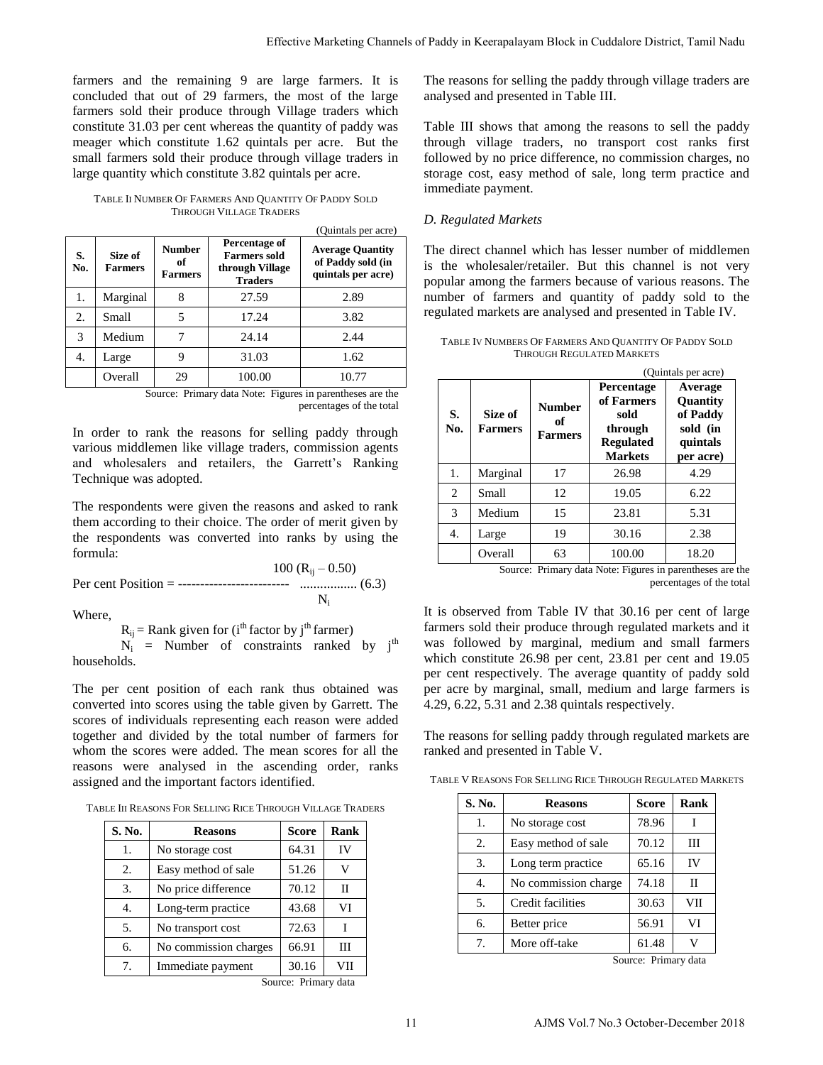farmers and the remaining 9 are large farmers. It is concluded that out of 29 farmers, the most of the large farmers sold their produce through Village traders which constitute 31.03 per cent whereas the quantity of paddy was meager which constitute 1.62 quintals per acre. But the small farmers sold their produce through village traders in large quantity which constitute 3.82 quintals per acre.

TABLE II NUMBER OF FARMERS AND QUANTITY OF PADDY SOLD THROUGH VILLAGE TRADERS

(Quintals per acre)

| S. No. | Size of Farmers | Number of Farmers | Percentage of Farmers sold through Village Traders | Average Quantity of Paddy sold (in quintals per acre) |
|---|---|---|---|---|
| 1. | Marginal | 8 | 27.59 | 2.89 |
| 2. | Small | 5 | 17.24 | 3.82 |
| 3 | Medium | 7 | 24.14 | 2.44 |
| 4. | Large | 9 | 31.03 | 1.62 |
| | Overall | 29 | 100.00 | 10.77 |

Source: Primary data Note: Figures in parentheses are the percentages of the total

In order to rank the reasons for selling paddy through various middlemen like village traders, commission agents and wholesalers and retailers, the Garrett's Ranking Technique was adopted.

The respondents were given the reasons and asked to rank them according to their choice. The order of merit given by the respondents was converted into ranks by using the formula:

$$\text{Per cent Position} = \frac{100\,(R_{ij} - 0.50)}{N_i} \quad \text{.................} \; (6.3)$$

Where,

$R_{ij}$ = Rank given for ($i^{th}$ factor by $j^{th}$ farmer)

$N_i$ = Number of constraints ranked by $j^{th}$ households.

The per cent position of each rank thus obtained was converted into scores using the table given by Garrett. The scores of individuals representing each reason were added together and divided by the total number of farmers for whom the scores were added. The mean scores for all the reasons were analysed in the ascending order, ranks assigned and the important factors identified.

TABLE III REASONS FOR SELLING RICE THROUGH VILLAGE TRADERS

| S. No. | Reasons | Score | Rank |
|---|---|---|---|
| 1. | No storage cost | 64.31 | IV |
| 2. | Easy method of sale | 51.26 | V |
| 3. | No price difference | 70.12 | II |
| 4. | Long-term practice | 43.68 | VI |
| 5. | No transport cost | 72.63 | I |
| 6. | No commission charges | 66.91 | III |
| 7. | Immediate payment | 30.16 | VII |

Source: Primary data

The reasons for selling the paddy through village traders are analysed and presented in Table III.

Table III shows that among the reasons to sell the paddy through village traders, no transport cost ranks first followed by no price difference, no commission charges, no storage cost, easy method of sale, long term practice and immediate payment.

### *D. Regulated Markets*

The direct channel which has lesser number of middlemen is the wholesaler/retailer. But this channel is not very popular among the farmers because of various reasons. The number of farmers and quantity of paddy sold to the regulated markets are analysed and presented in Table IV.

TABLE IV NUMBERS OF FARMERS AND QUANTITY OF PADDY SOLD THROUGH REGULATED MARKETS

(Quintals per acre)

| S. No. | Size of Farmers | Number of Farmers | Percentage of Farmers sold through Regulated Markets | Average Quantity of Paddy sold (in quintals per acre) |
|---|---|---|---|---|
| 1. | Marginal | 17 | 26.98 | 4.29 |
| 2 | Small | 12 | 19.05 | 6.22 |
| 3 | Medium | 15 | 23.81 | 5.31 |
| 4. | Large | 19 | 30.16 | 2.38 |
| | Overall | 63 | 100.00 | 18.20 |

Source: Primary data Note: Figures in parentheses are the percentages of the total

It is observed from Table IV that 30.16 per cent of large farmers sold their produce through regulated markets and it was followed by marginal, medium and small farmers which constitute 26.98 per cent, 23.81 per cent and 19.05 per cent respectively. The average quantity of paddy sold per acre by marginal, small, medium and large farmers is 4.29, 6.22, 5.31 and 2.38 quintals respectively.

The reasons for selling paddy through regulated markets are ranked and presented in Table V.

TABLE V REASONS FOR SELLING RICE THROUGH REGULATED MARKETS

| S. No. | Reasons | Score | Rank |
|---|---|---|---|
| 1. | No storage cost | 78.96 | I |
| 2. | Easy method of sale | 70.12 | III |
| 3. | Long term practice | 65.16 | IV |
| 4. | No commission charge | 74.18 | II |
| 5. | Credit facilities | 30.63 | VII |
| 6. | Better price | 56.91 | VI |
| 7. | More off-take | 61.48 | V |

Source: Primary data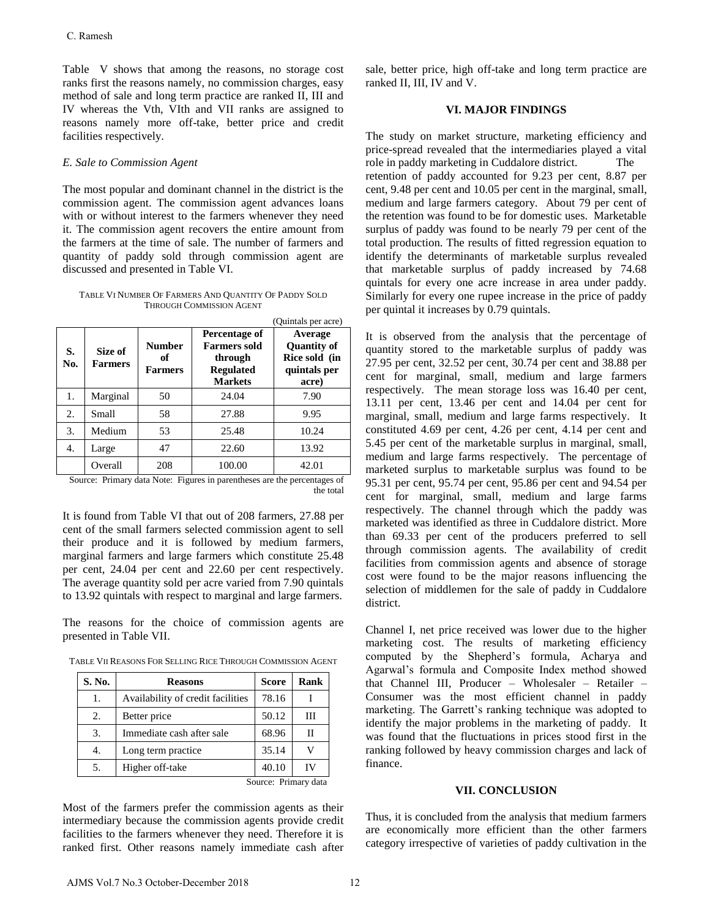Table V shows that among the reasons, no storage cost ranks first the reasons namely, no commission charges, easy method of sale and long term practice are ranked II, III and IV whereas the Vth, VIth and VII ranks are assigned to reasons namely more off-take, better price and credit facilities respectively.

### *E. Sale to Commission Agent*

The most popular and dominant channel in the district is the commission agent. The commission agent advances loans with or without interest to the farmers whenever they need it. The commission agent recovers the entire amount from the farmers at the time of sale. The number of farmers and quantity of paddy sold through commission agent are discussed and presented in Table VI.

TABLE VI NUMBER OF FARMERS AND QUANTITY OF PADDY SOLD THROUGH COMMISSION AGENT

(Quintals per acre)

| S. No. | Size of Farmers | Number of Farmers | Percentage of Farmers sold through Regulated Markets | Average Quantity of Rice sold (in quintals per acre) |
|---|---|---|---|---|
| 1. | Marginal | 50 | 24.04 | 7.90 |
| 2. | Small | 58 | 27.88 | 9.95 |
| 3. | Medium | 53 | 25.48 | 10.24 |
| 4. | Large | 47 | 22.60 | 13.92 |
| | Overall | 208 | 100.00 | 42.01 |

Source: Primary data Note: Figures in parentheses are the percentages of the total

It is found from Table VI that out of 208 farmers, 27.88 per cent of the small farmers selected commission agent to sell their produce and it is followed by medium farmers, marginal farmers and large farmers which constitute 25.48 per cent, 24.04 per cent and 22.60 per cent respectively. The average quantity sold per acre varied from 7.90 quintals to 13.92 quintals with respect to marginal and large farmers.

The reasons for the choice of commission agents are presented in Table VII.

TABLE VII REASONS FOR SELLING RICE THROUGH COMMISSION AGENT

| S. No. | Reasons | Score | Rank |
|---|---|---|---|
| 1. | Availability of credit facilities | 78.16 | I |
| 2. | Better price | 50.12 | III |
| 3. | Immediate cash after sale | 68.96 | II |
| 4. | Long term practice | 35.14 | V |
| 5. | Higher off-take | 40.10 | IV |

Source: Primary data

Most of the farmers prefer the commission agents as their intermediary because the commission agents provide credit facilities to the farmers whenever they need. Therefore it is ranked first. Other reasons namely immediate cash after sale, better price, high off-take and long term practice are ranked II, III, IV and V.

## VI. MAJOR FINDINGS

The study on market structure, marketing efficiency and price-spread revealed that the intermediaries played a vital role in paddy marketing in Cuddalore district. The retention of paddy accounted for 9.23 per cent, 8.87 per cent, 9.48 per cent and 10.05 per cent in the marginal, small, medium and large farmers category. About 79 per cent of the retention was found to be for domestic uses. Marketable surplus of paddy was found to be nearly 79 per cent of the total production. The results of fitted regression equation to identify the determinants of marketable surplus revealed that marketable surplus of paddy increased by 74.68 quintals for every one acre increase in area under paddy. Similarly for every one rupee increase in the price of paddy per quintal it increases by 0.79 quintals.

It is observed from the analysis that the percentage of quantity stored to the marketable surplus of paddy was 27.95 per cent, 32.52 per cent, 30.74 per cent and 38.88 per cent for marginal, small, medium and large farmers respectively. The mean storage loss was 16.40 per cent, 13.11 per cent, 13.46 per cent and 14.04 per cent for marginal, small, medium and large farms respectively. It constituted 4.69 per cent, 4.26 per cent, 4.14 per cent and 5.45 per cent of the marketable surplus in marginal, small, medium and large farms respectively. The percentage of marketed surplus to marketable surplus was found to be 95.31 per cent, 95.74 per cent, 95.86 per cent and 94.54 per cent for marginal, small, medium and large farms respectively. The channel through which the paddy was marketed was identified as three in Cuddalore district. More than 69.33 per cent of the producers preferred to sell through commission agents. The availability of credit facilities from commission agents and absence of storage cost were found to be the major reasons influencing the selection of middlemen for the sale of paddy in Cuddalore district.

Channel I, net price received was lower due to the higher marketing cost. The results of marketing efficiency computed by the Shepherd's formula, Acharya and Agarwal's formula and Composite Index method showed that Channel III, Producer – Wholesaler – Retailer – Consumer was the most efficient channel in paddy marketing. The Garrett's ranking technique was adopted to identify the major problems in the marketing of paddy. It was found that the fluctuations in prices stood first in the ranking followed by heavy commission charges and lack of finance.

## VII. CONCLUSION

Thus, it is concluded from the analysis that medium farmers are economically more efficient than the other farmers category irrespective of varieties of paddy cultivation in the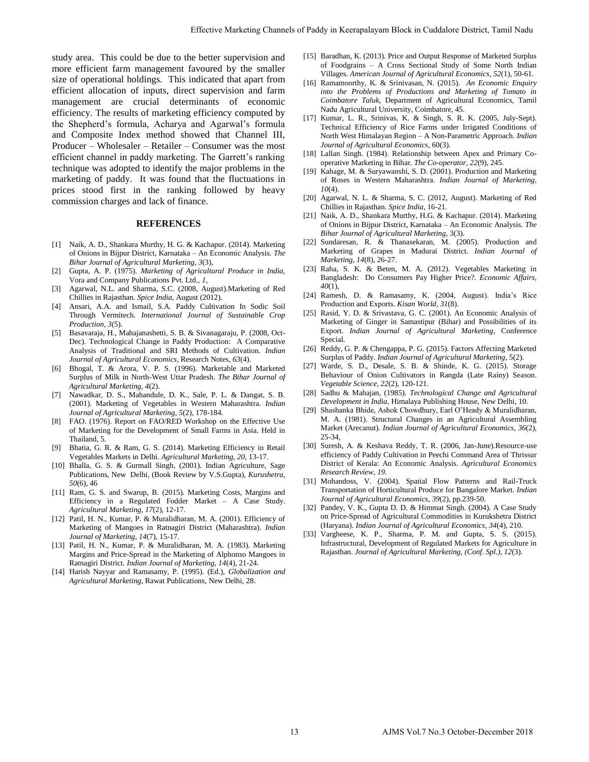study area. This could be due to the better supervision and more efficient farm management favoured by the smaller size of operational holdings. This indicated that apart from efficient allocation of inputs, direct supervision and farm management are crucial determinants of economic efficiency. The results of marketing efficiency computed by the Shepherd's formula, Acharya and Agarwal's formula and Composite Index method showed that Channel III, Producer – Wholesaler – Retailer – Consumer was the most efficient channel in paddy marketing. The Garrett's ranking technique was adopted to identify the major problems in the marketing of paddy. It was found that the fluctuations in prices stood first in the ranking followed by heavy commission charges and lack of finance.

## REFERENCES

[1] Naik, A. D., Shankara Murthy, H. G. & Kachapur. (2014). Marketing of Onions in Bijpur District, Karnataka – An Economic Analysis. *The Bihar Journal of Agricultural Marketing*, *3*(3),

[2] Gupta, A. P. (1975). *Marketing of Agricultural Produce in India*, Vora and Company Publications Pvt. Ltd., *1*,

[3] Agarwal, N.L. and Sharma, S.C. (2008, August).Marketing of Red Chillies in Rajasthan. *Spice India*, August (2012).

[4] Ansari, A.A. and Ismail, S.A. Paddy Cultivation In Sodic Soil Through Vermitech. *International Journal of Sustainable Crop Production*, *3*(5).

[5] Basavaraja, H., Mahajanashetti, S. B. & Sivanagaraju, P. (2008, Oct-Dec). Technological Change in Paddy Production: A Comparative Analysis of Traditional and SRI Methods of Cultivation. *Indian Journal of Agricultural Economics*, Research Notes, *63*(4).

[6] Bhogal, T. & Arora, V. P. S. (1996). Marketable and Marketed Surplus of Milk in North-West Uttar Pradesh. *The Bihar Journal of Agricultural Marketing*, *4*(2).

[7] Nawadkar, D. S., Mahandule, D. K., Sale, P. L. & Dangat, S. B. (2001). Marketing of Vegetables in Western Maharashtra. *Indian Journal of Agricultural Marketing*, *5*(2), 178-184.

[8] FAO. (1976). Report on FAO/RED Workshop on the Effective Use of Marketing for the Development of Small Farms in Asia. Held in Thailand, 5.

[9] Bhatia, G. R. & Ram, G. S. (2014). Marketing Efficiency in Retail Vegetables Markets in Delhi. *Agricultural Marketing*, *20*, 13-17.

[10] Bhalla, G. S. & Gurmall Singh, (2001). Indian Agriculture, Sage Publications, New Delhi, (Book Review by V.S.Gupta), *Kurushetra*, *50*(6), 46

[11] Ram, G. S. and Swarup, B. (2015). Marketing Costs, Margins and Efficiency in a Regulated Fodder Market – A Case Study. *Agricultural Marketing*, *17*(2), 12-17.

[12] Patil, H. N., Kumar, P. & Muralidharan, M. A. (2001). Efficiency of Marketing of Mangoes in Ratnagiri District (Maharashtra). *Indian Journal of Marketing*, *14*(7), 15-17.

[13] Patil, H. N., Kumar, P. & Muralidharan, M. A. (1983). Marketing Margins and Price-Spread in the Marketing of Alphonso Mangoes in Ratnagiri District. *Indian Journal of Marketing*, *14*(4), 21-24.

[14] Harish Nayyar and Ramasamy, P. (1995). (Ed.), *Globalization and Agricultural Marketing*, Rawat Publications, New Delhi, 28.

[15] Baradhan, K. (2013). Price and Output Response of Marketed Surplus of Foodgrains – A Cross Sectional Study of Some North Indian Villages. *American Journal of Agricultural Economics*, *52*(1), 50-61.

[16] Ramamoorthy, K. & Srinivasan, N. (2015). *An Economic Enquiry into the Problems of Productions and Marketing of Tomato in Coimbatore Taluk*, Department of Agricultural Economics, Tamil Nadu Agricultural University, Coimbatore, 45.

[17] Kumar, L. R., Srinivas, K. & Singh, S. R. K. (2005, July-Sept). Technical Efficiency of Rice Farms under Irrigated Conditions of North West Himalayan Region – A Non-Parametric Approach. *Indian Journal of Agricultural Economics*, 60(3).

[18] Lallan Singh. (1984). Relationship between Apex and Primary Co-operative Marketing in Bihar. *The Co-operator*, *22*(9), 245.

[19] Kahage, M. & Suryawanshi, S. D. (2001). Production and Marketing of Roses in Western Maharashtra. *Indian Journal of Marketing*, *10*(4).

[20] Agarwal, N. L. & Sharma, S. C. (2012, August). Marketing of Red Chillies in Rajasthan. *Spice India*, 16-21.

[21] Naik, A. D., Shankara Murthy, H.G. & Kachapur. (2014). Marketing of Onions in Bijpur District, Karnataka – An Economic Analysis. *The Bihar Journal of Agricultural Marketing*, 3(3).

[22] Sundaresan, R. & Thanasekaran, M. (2005). Production and Marketing of Grapes in Madurai District. *Indian Journal of Marketing*, *14*(8), 26-27.

[23] Raha, S. K. & Beten, M. A. (2012). Vegetables Marketing in Bangladesh: Do Consumers Pay Higher Price?. *Economic Affairs*, *40*(1),

[24] Ramesh, D. & Ramasamy, K. (2004, August). India's Rice Production and Exports. *Kisan World*, *31*(8).

[25] Rasid, Y. D. & Srivastava, G. C. (2001). An Economic Analysis of Marketing of Ginger in Samastipur (Bihar) and Possibilities of its Export. *Indian Journal of Agricultural Marketing*, Conference Special.

[26] Reddy, G. P. & Chengappa, P. G. (2015). Factors Affecting Marketed Surplus of Paddy. *Indian Journal of Agricultural Marketing*, 5(2).

[27] Warde, S. D., Desale, S. B. & Shinde, K. G. (2015). Storage Behaviour of Onion Cultivators in Rangda (Late Rainy) Season. *Vegetable Science*, *22*(2), 120-121.

[28] Sadhu & Mahajan, (1985). *Technological Change and Agricultural Development in India*, Himalaya Publishing House, New Delhi, 10.

[29] Shashanka Bhide, Ashok Chowdhury, Earl O'Heady & Muralidharan, M. A. (1981). Structural Changes in an Agricultural Assembling Market (Arecanut). *Indian Journal of Agricultural Economics*, *36*(2), 25-34,

[30] Suresh, A. & Keshava Reddy, T. R. (2006, Jan-June).Resource-use efficiency of Paddy Cultivation in Peechi Command Area of Thrissur District of Kerala: An Economic Analysis. *Agricultural Economics Research Review*, *19*.

[31] Mohandoss, V. (2004). Spatial Flow Patterns and Rail-Truck Transportation of Horticultural Produce for Bangalore Market. *Indian Journal of Agricultural Economics*, *39*(2), pp.239-50.

[32] Pandey, V. K., Gupta D. D. & Himmat Singh. (2004). A Case Study on Price-Spread of Agricultural Commodities in Kurukshetra District (Haryana). *Indian Journal of Agricultural Economics*, *34*(4), 210.

[33] Vargheese, K. P., Sharma, P. M. and Gupta, S. S. (2015). Infrastructural, Development of Regulated Markets for Agriculture in Rajasthan. *Journal of Agricultural Marketing*, *(Conf. Spl.)*, *12*(3).